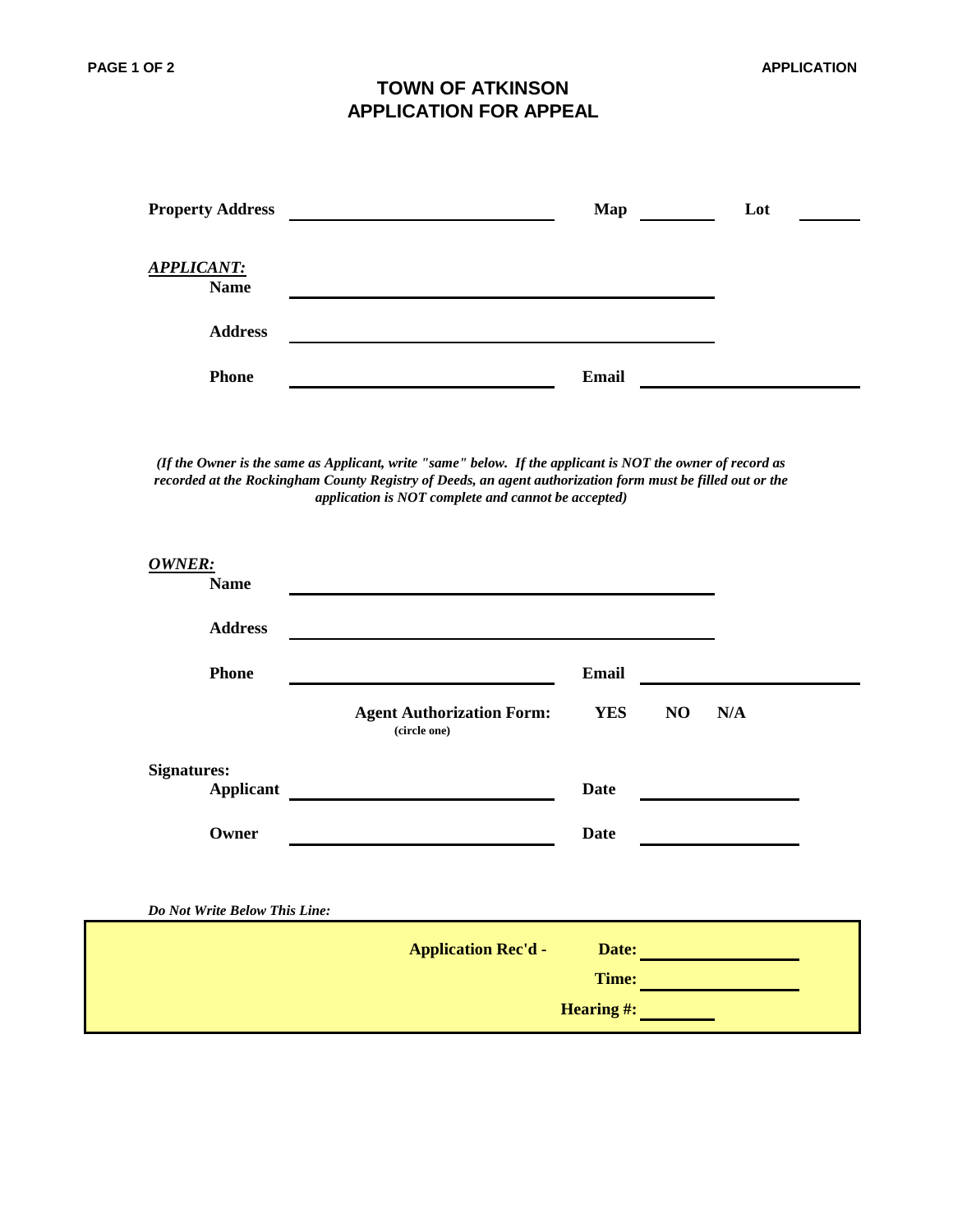# TOWN OF ATKINSON
# APPLICATION FOR APPEAL

**Property Address** \_\_\_\_\_\_\_\_\_\_\_\_\_\_\_\_\_\_\_\_\_\_\_\_\_\_\_\_\_\_ **Map** \_\_\_\_\_\_\_\_ **Lot** \_\_\_\_\_\_\_

***APPLICANT:***

**Name** \_\_\_\_\_\_\_\_\_\_\_\_\_\_\_\_\_\_\_\_\_\_\_\_\_\_\_\_\_\_\_\_\_\_\_\_\_\_\_\_\_\_\_\_

**Address** \_\_\_\_\_\_\_\_\_\_\_\_\_\_\_\_\_\_\_\_\_\_\_\_\_\_\_\_\_\_\_\_\_\_\_\_\_\_\_\_\_\_\_\_

**Phone** \_\_\_\_\_\_\_\_\_\_\_\_\_\_\_\_\_\_\_\_\_\_\_\_\_\_\_\_\_\_ **Email** \_\_\_\_\_\_\_\_\_\_\_\_\_\_\_\_\_\_\_\_\_\_

***(If the Owner is the same as Applicant, write "same" below. If the applicant is NOT the owner of record as recorded at the Rockingham County Registry of Deeds, an agent authorization form must be filled out or the application is NOT complete and cannot be accepted)***

***OWNER:***

**Name** \_\_\_\_\_\_\_\_\_\_\_\_\_\_\_\_\_\_\_\_\_\_\_\_\_\_\_\_\_\_\_\_\_\_\_\_\_\_\_\_\_\_\_\_

**Address** \_\_\_\_\_\_\_\_\_\_\_\_\_\_\_\_\_\_\_\_\_\_\_\_\_\_\_\_\_\_\_\_\_\_\_\_\_\_\_\_\_\_\_\_

**Phone** \_\_\_\_\_\_\_\_\_\_\_\_\_\_\_\_\_\_\_\_\_\_\_\_\_\_\_\_\_\_ **Email** \_\_\_\_\_\_\_\_\_\_\_\_\_\_\_\_\_\_\_\_\_\_

**Agent Authorization Form:** **YES** **NO** **N/A**
**(circle one)**

**Signatures:**

**Applicant** \_\_\_\_\_\_\_\_\_\_\_\_\_\_\_\_\_\_\_\_\_\_\_\_\_\_\_\_\_\_ **Date** \_\_\_\_\_\_\_\_\_\_\_\_\_\_\_\_

**Owner** \_\_\_\_\_\_\_\_\_\_\_\_\_\_\_\_\_\_\_\_\_\_\_\_\_\_\_\_\_\_ **Date** \_\_\_\_\_\_\_\_\_\_\_\_\_\_\_\_

***Do Not Write Below This Line:***

**Application Rec'd -** **Date:** \_\_\_\_\_\_\_\_\_\_\_\_\_\_\_\_

**Time:** \_\_\_\_\_\_\_\_\_\_\_\_\_\_\_\_

**Hearing #:** \_\_\_\_\_\_\_\_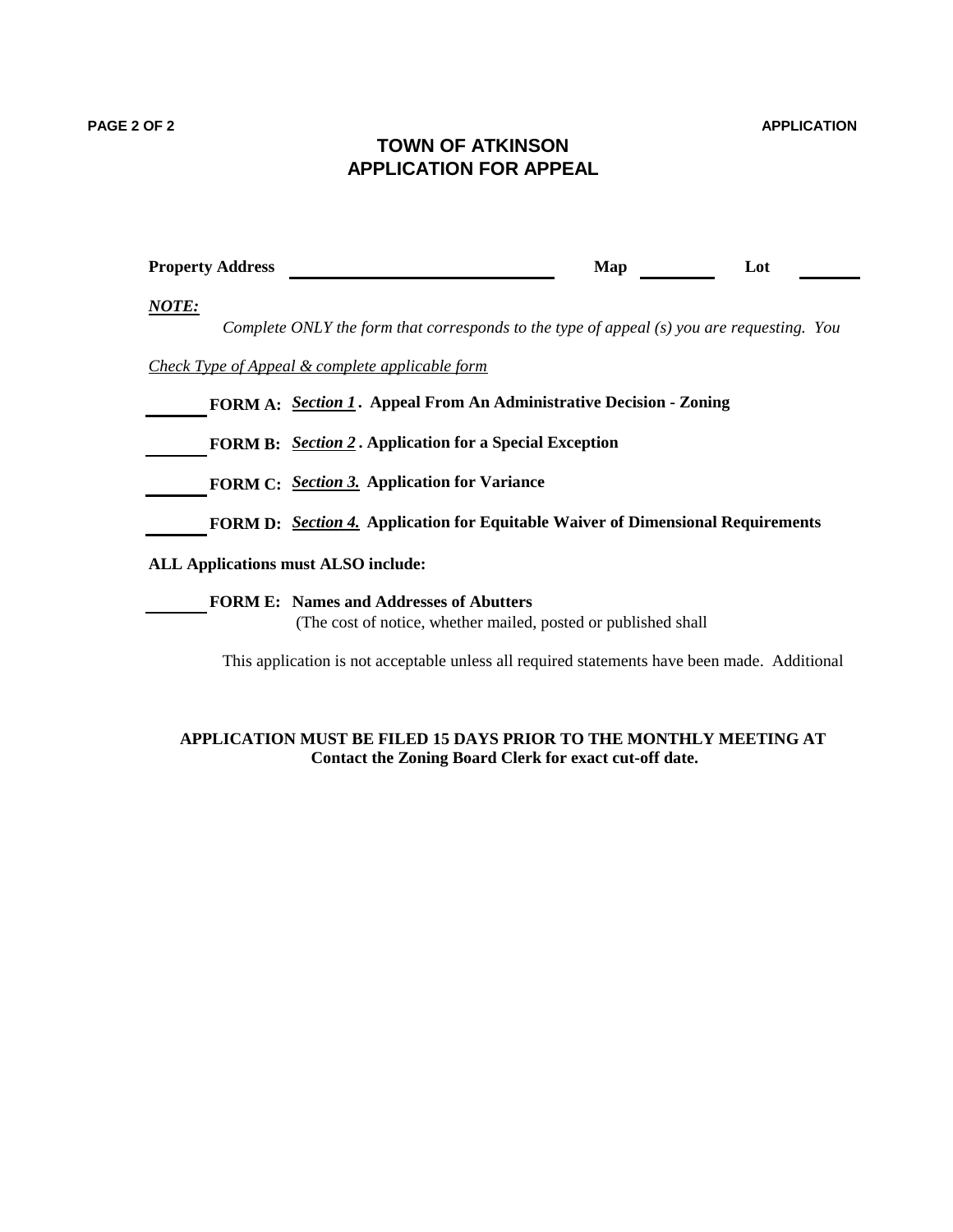# TOWN OF ATKINSON
## APPLICATION FOR APPEAL

**Property Address** ______________________________ **Map** ________ **Lot** ________

***NOTE:***

*Complete ONLY the form that corresponds to the type of appeal (s) you are requesting. You*

*Check Type of Appeal & complete applicable form*

_______ **FORM A:** ***Section 1*. Appeal From An Administrative Decision - Zoning**

_______ **FORM B:** ***Section 2*. Application for a Special Exception**

_______ **FORM C:** ***Section 3.* Application for Variance**

_______ **FORM D:** ***Section 4.* Application for Equitable Waiver of Dimensional Requirements**

**ALL Applications must ALSO include:**

_______ **FORM E: Names and Addresses of Abutters**
(The cost of notice, whether mailed, posted or published shall

This application is not acceptable unless all required statements have been made. Additional

**APPLICATION MUST BE FILED 15 DAYS PRIOR TO THE MONTHLY MEETING AT**
**Contact the Zoning Board Clerk for exact cut-off date.**